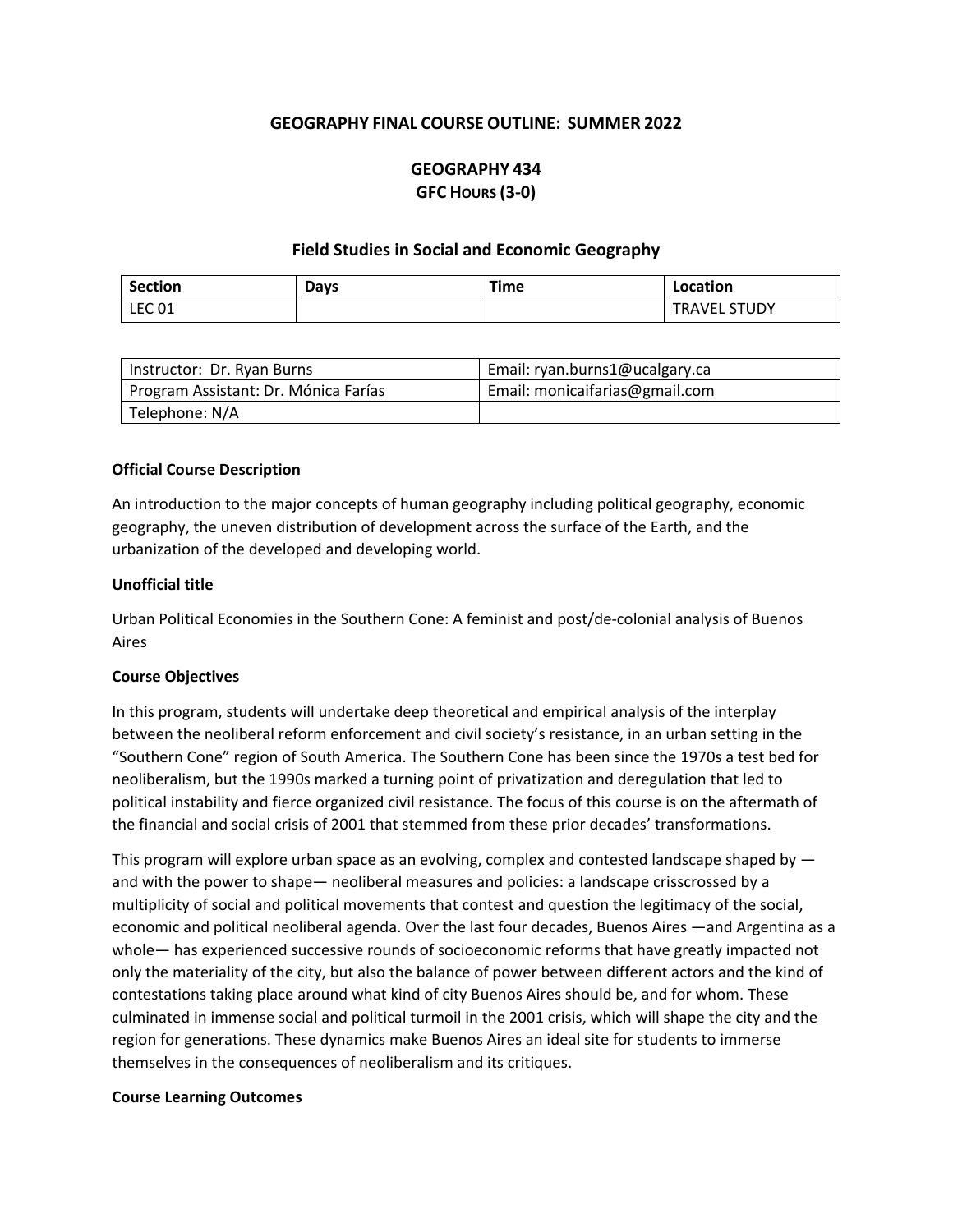**GEOGRAPHY FINAL COURSE OUTLINE: SUMMER 2022**

**GEOGRAPHY 434**
**GFC HOURS (3-0)**

**Field Studies in Social and Economic Geography**

| Section | Days | Time | Location |
|---|---|---|---|
| LEC 01 | | | TRAVEL STUDY |

| | |
|---|---|
| Instructor: Dr. Ryan Burns | Email: ryan.burns1@ucalgary.ca |
| Program Assistant: Dr. Mónica Farías | Email: monicaifarias@gmail.com |
| Telephone: N/A | |

**Official Course Description**

An introduction to the major concepts of human geography including political geography, economic geography, the uneven distribution of development across the surface of the Earth, and the urbanization of the developed and developing world.

**Unofficial title**

Urban Political Economies in the Southern Cone: A feminist and post/de-colonial analysis of Buenos Aires

**Course Objectives**

In this program, students will undertake deep theoretical and empirical analysis of the interplay between the neoliberal reform enforcement and civil society's resistance, in an urban setting in the "Southern Cone" region of South America. The Southern Cone has been since the 1970s a test bed for neoliberalism, but the 1990s marked a turning point of privatization and deregulation that led to political instability and fierce organized civil resistance. The focus of this course is on the aftermath of the financial and social crisis of 2001 that stemmed from these prior decades' transformations.

This program will explore urban space as an evolving, complex and contested landscape shaped by — and with the power to shape— neoliberal measures and policies: a landscape crisscrossed by a multiplicity of social and political movements that contest and question the legitimacy of the social, economic and political neoliberal agenda. Over the last four decades, Buenos Aires —and Argentina as a whole— has experienced successive rounds of socioeconomic reforms that have greatly impacted not only the materiality of the city, but also the balance of power between different actors and the kind of contestations taking place around what kind of city Buenos Aires should be, and for whom. These culminated in immense social and political turmoil in the 2001 crisis, which will shape the city and the region for generations. These dynamics make Buenos Aires an ideal site for students to immerse themselves in the consequences of neoliberalism and its critiques.

**Course Learning Outcomes**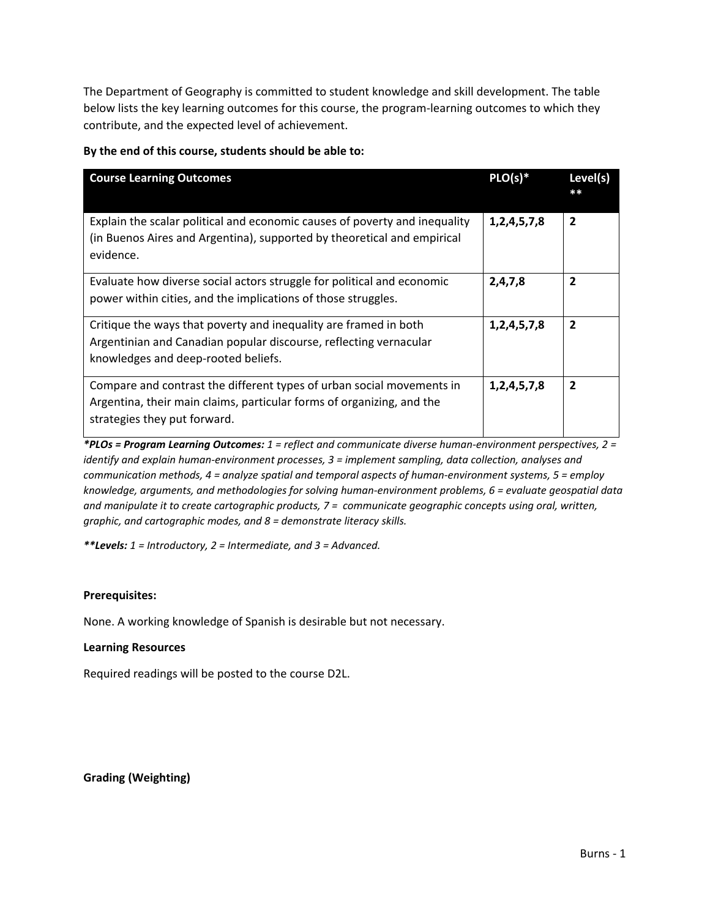The Department of Geography is committed to student knowledge and skill development. The table below lists the key learning outcomes for this course, the program-learning outcomes to which they contribute, and the expected level of achievement.

**By the end of this course, students should be able to:**

| Course Learning Outcomes | PLO(s)* | Level(s) ** |
|---|---|---|
| Explain the scalar political and economic causes of poverty and inequality (in Buenos Aires and Argentina), supported by theoretical and empirical evidence. | **1,2,4,5,7,8** | **2** |
| Evaluate how diverse social actors struggle for political and economic power within cities, and the implications of those struggles. | **2,4,7,8** | **2** |
| Critique the ways that poverty and inequality are framed in both Argentinian and Canadian popular discourse, reflecting vernacular knowledges and deep-rooted beliefs. | **1,2,4,5,7,8** | **2** |
| Compare and contrast the different types of urban social movements in Argentina, their main claims, particular forms of organizing, and the strategies they put forward. | **1,2,4,5,7,8** | **2** |

***PLOs = Program Learning Outcomes:** *1 = reflect and communicate diverse human-environment perspectives, 2 = identify and explain human-environment processes, 3 = implement sampling, data collection, analyses and communication methods, 4 = analyze spatial and temporal aspects of human-environment systems, 5 = employ knowledge, arguments, and methodologies for solving human-environment problems, 6 = evaluate geospatial data and manipulate it to create cartographic products, 7 = communicate geographic concepts using oral, written, graphic, and cartographic modes, and 8 = demonstrate literacy skills.*

***\*Levels:** *1 = Introductory, 2 = Intermediate, and 3 = Advanced.*

**Prerequisites:**

None. A working knowledge of Spanish is desirable but not necessary.

**Learning Resources**

Required readings will be posted to the course D2L.

**Grading (Weighting)**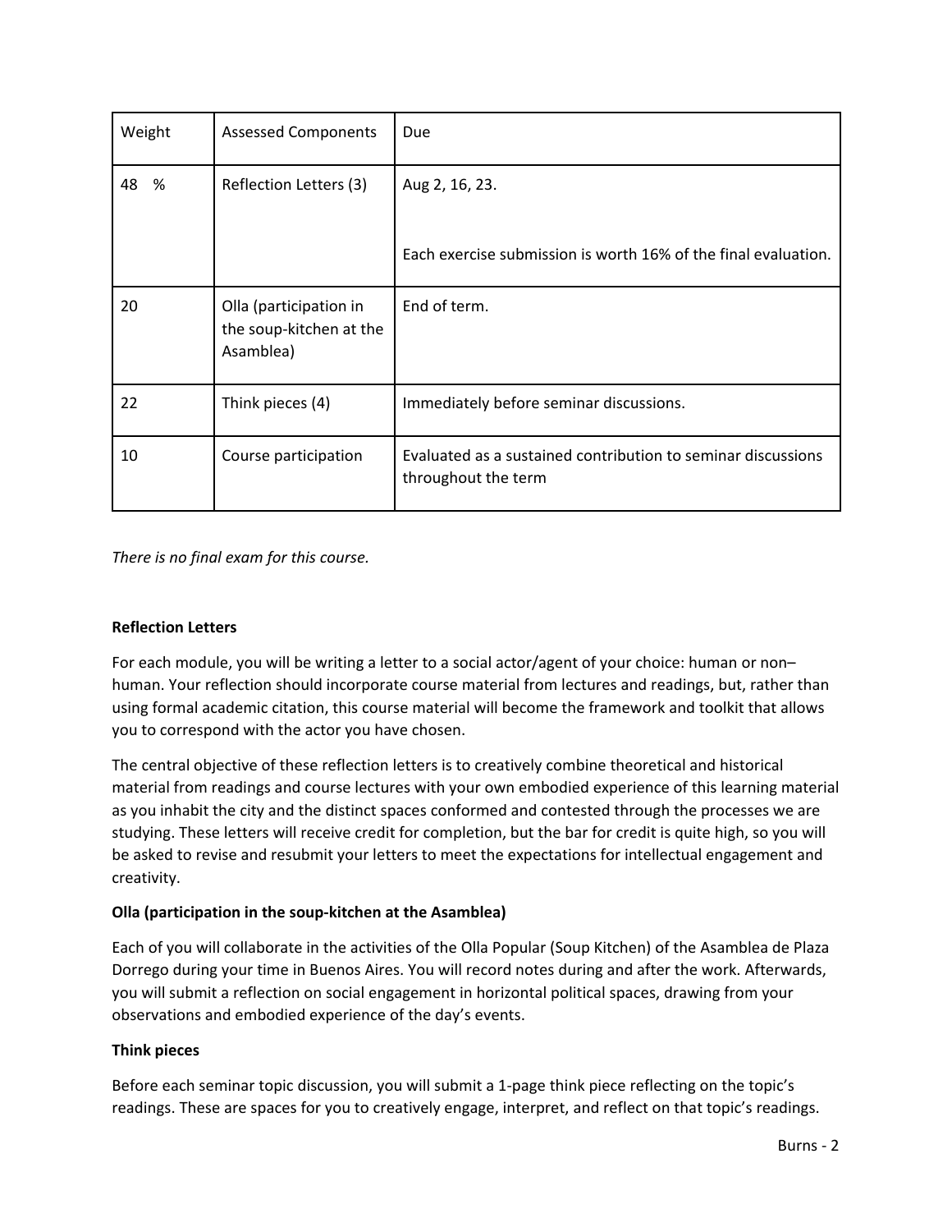| Weight | Assessed Components | Due |
|---|---|---|
| 48 % | Reflection Letters (3) | Aug 2, 16, 23.<br><br>Each exercise submission is worth 16% of the final evaluation. |
| 20 | Olla (participation in the soup-kitchen at the Asamblea) | End of term. |
| 22 | Think pieces (4) | Immediately before seminar discussions. |
| 10 | Course participation | Evaluated as a sustained contribution to seminar discussions throughout the term |

*There is no final exam for this course.*

**Reflection Letters**

For each module, you will be writing a letter to a social actor/agent of your choice: human or non–human. Your reflection should incorporate course material from lectures and readings, but, rather than using formal academic citation, this course material will become the framework and toolkit that allows you to correspond with the actor you have chosen.

The central objective of these reflection letters is to creatively combine theoretical and historical material from readings and course lectures with your own embodied experience of this learning material as you inhabit the city and the distinct spaces conformed and contested through the processes we are studying. These letters will receive credit for completion, but the bar for credit is quite high, so you will be asked to revise and resubmit your letters to meet the expectations for intellectual engagement and creativity.

**Olla (participation in the soup-kitchen at the Asamblea)**

Each of you will collaborate in the activities of the Olla Popular (Soup Kitchen) of the Asamblea de Plaza Dorrego during your time in Buenos Aires. You will record notes during and after the work. Afterwards, you will submit a reflection on social engagement in horizontal political spaces, drawing from your observations and embodied experience of the day's events.

**Think pieces**

Before each seminar topic discussion, you will submit a 1-page think piece reflecting on the topic's readings. These are spaces for you to creatively engage, interpret, and reflect on that topic's readings.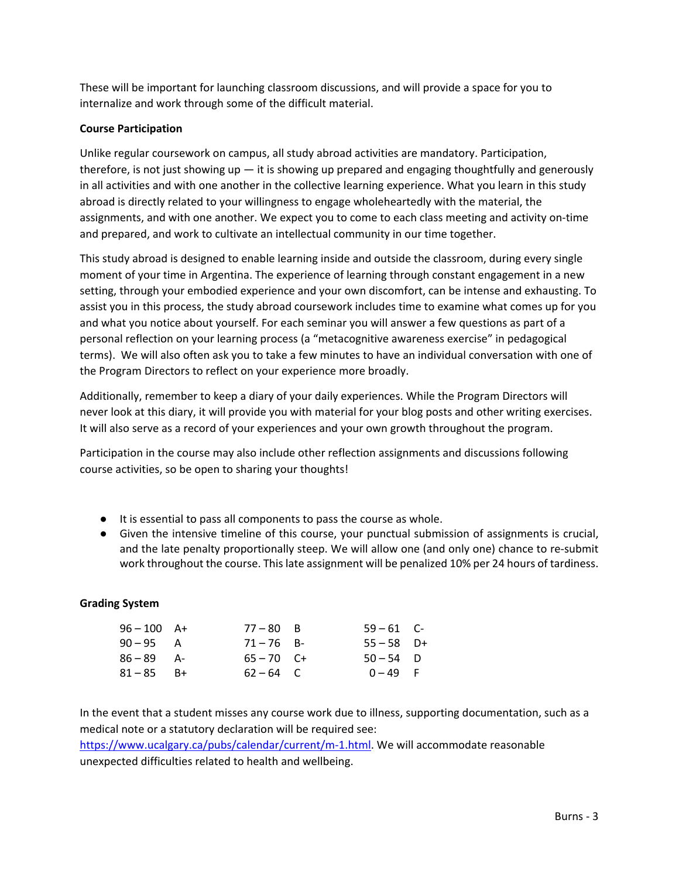These will be important for launching classroom discussions, and will provide a space for you to internalize and work through some of the difficult material.

**Course Participation**

Unlike regular coursework on campus, all study abroad activities are mandatory. Participation, therefore, is not just showing up — it is showing up prepared and engaging thoughtfully and generously in all activities and with one another in the collective learning experience. What you learn in this study abroad is directly related to your willingness to engage wholeheartedly with the material, the assignments, and with one another. We expect you to come to each class meeting and activity on-time and prepared, and work to cultivate an intellectual community in our time together.

This study abroad is designed to enable learning inside and outside the classroom, during every single moment of your time in Argentina. The experience of learning through constant engagement in a new setting, through your embodied experience and your own discomfort, can be intense and exhausting. To assist you in this process, the study abroad coursework includes time to examine what comes up for you and what you notice about yourself. For each seminar you will answer a few questions as part of a personal reflection on your learning process (a "metacognitive awareness exercise" in pedagogical terms). We will also often ask you to take a few minutes to have an individual conversation with one of the Program Directors to reflect on your experience more broadly.

Additionally, remember to keep a diary of your daily experiences. While the Program Directors will never look at this diary, it will provide you with material for your blog posts and other writing exercises. It will also serve as a record of your experiences and your own growth throughout the program.

Participation in the course may also include other reflection assignments and discussions following course activities, so be open to sharing your thoughts!

- It is essential to pass all components to pass the course as whole.
- Given the intensive timeline of this course, your punctual submission of assignments is crucial, and the late penalty proportionally steep. We will allow one (and only one) chance to re-submit work throughout the course. This late assignment will be penalized 10% per 24 hours of tardiness.

**Grading System**

| | | | | | |
|---|---|---|---|---|---|
| 96 – 100 | A+ | 77 – 80 | B | 59 – 61 | C- |
| 90 – 95 | A | 71 – 76 | B- | 55 – 58 | D+ |
| 86 – 89 | A- | 65 – 70 | C+ | 50 – 54 | D |
| 81 – 85 | B+ | 62 – 64 | C | 0 – 49 | F |

In the event that a student misses any course work due to illness, supporting documentation, such as a medical note or a statutory declaration will be required see: https://www.ucalgary.ca/pubs/calendar/current/m-1.html. We will accommodate reasonable unexpected difficulties related to health and wellbeing.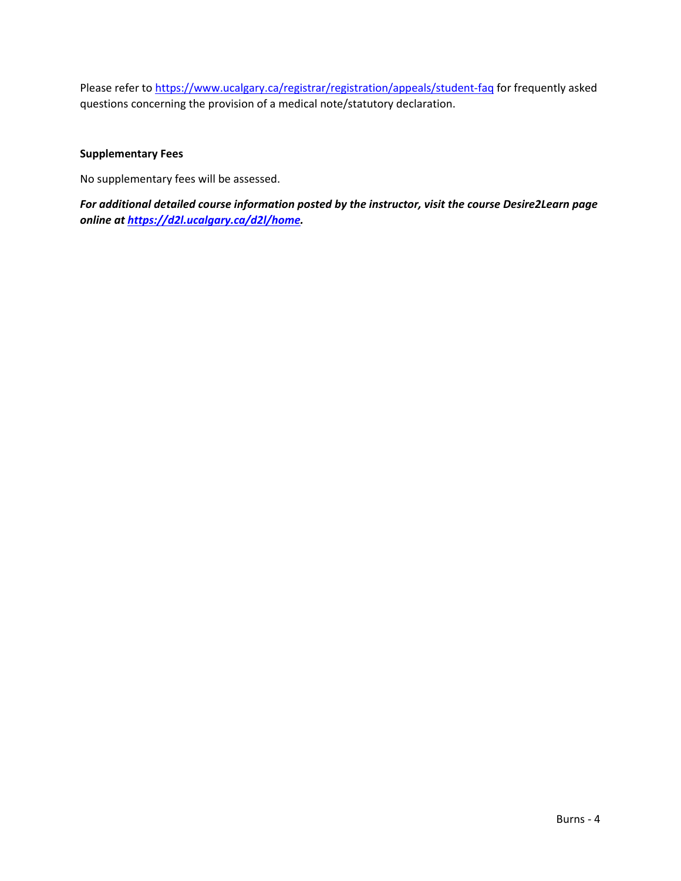Please refer to https://www.ucalgary.ca/registrar/registration/appeals/student-faq for frequently asked questions concerning the provision of a medical note/statutory declaration.

**Supplementary Fees**

No supplementary fees will be assessed.

***For additional detailed course information posted by the instructor, visit the course Desire2Learn page online at https://d2l.ucalgary.ca/d2l/home.***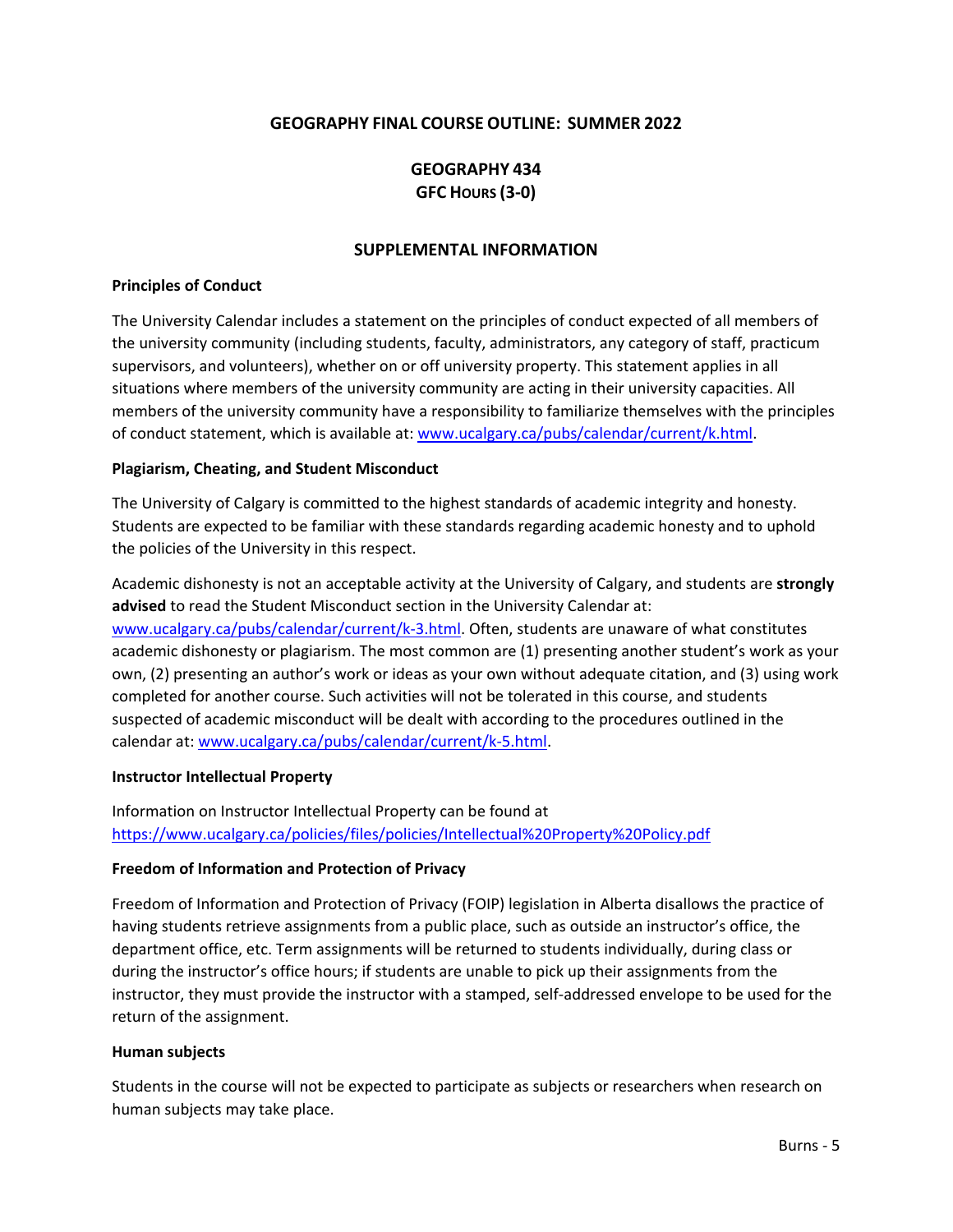# GEOGRAPHY FINAL COURSE OUTLINE: SUMMER 2022

## GEOGRAPHY 434
## GFC HOURS (3-0)

## SUPPLEMENTAL INFORMATION

**Principles of Conduct**

The University Calendar includes a statement on the principles of conduct expected of all members of the university community (including students, faculty, administrators, any category of staff, practicum supervisors, and volunteers), whether on or off university property. This statement applies in all situations where members of the university community are acting in their university capacities. All members of the university community have a responsibility to familiarize themselves with the principles of conduct statement, which is available at: www.ucalgary.ca/pubs/calendar/current/k.html.

**Plagiarism, Cheating, and Student Misconduct**

The University of Calgary is committed to the highest standards of academic integrity and honesty. Students are expected to be familiar with these standards regarding academic honesty and to uphold the policies of the University in this respect.

Academic dishonesty is not an acceptable activity at the University of Calgary, and students are **strongly advised** to read the Student Misconduct section in the University Calendar at: www.ucalgary.ca/pubs/calendar/current/k-3.html. Often, students are unaware of what constitutes academic dishonesty or plagiarism. The most common are (1) presenting another student's work as your own, (2) presenting an author's work or ideas as your own without adequate citation, and (3) using work completed for another course. Such activities will not be tolerated in this course, and students suspected of academic misconduct will be dealt with according to the procedures outlined in the calendar at: www.ucalgary.ca/pubs/calendar/current/k-5.html.

**Instructor Intellectual Property**

Information on Instructor Intellectual Property can be found at https://www.ucalgary.ca/policies/files/policies/Intellectual%20Property%20Policy.pdf

**Freedom of Information and Protection of Privacy**

Freedom of Information and Protection of Privacy (FOIP) legislation in Alberta disallows the practice of having students retrieve assignments from a public place, such as outside an instructor's office, the department office, etc. Term assignments will be returned to students individually, during class or during the instructor's office hours; if students are unable to pick up their assignments from the instructor, they must provide the instructor with a stamped, self-addressed envelope to be used for the return of the assignment.

**Human subjects**

Students in the course will not be expected to participate as subjects or researchers when research on human subjects may take place.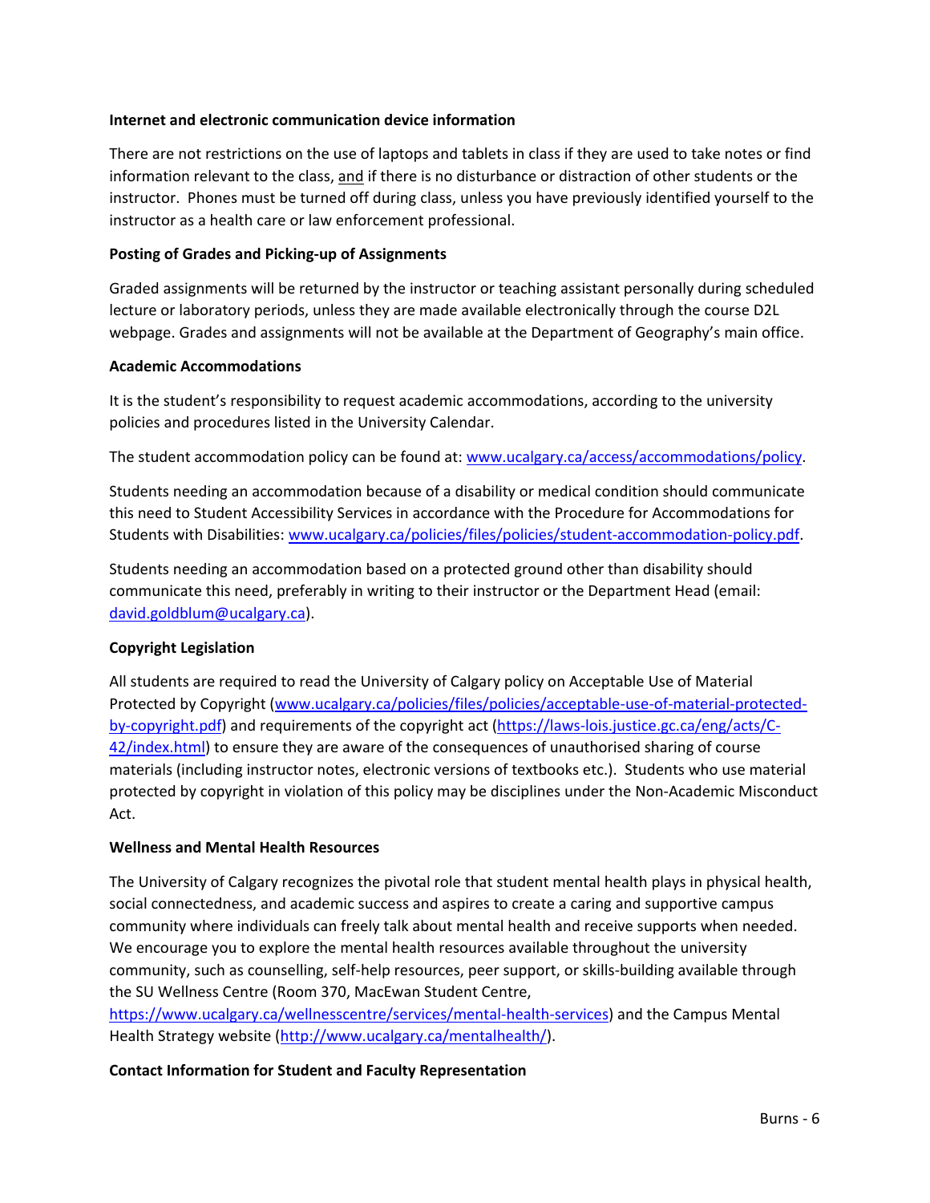**Internet and electronic communication device information**

There are not restrictions on the use of laptops and tablets in class if they are used to take notes or find information relevant to the class, and if there is no disturbance or distraction of other students or the instructor. Phones must be turned off during class, unless you have previously identified yourself to the instructor as a health care or law enforcement professional.

**Posting of Grades and Picking-up of Assignments**

Graded assignments will be returned by the instructor or teaching assistant personally during scheduled lecture or laboratory periods, unless they are made available electronically through the course D2L webpage. Grades and assignments will not be available at the Department of Geography's main office.

**Academic Accommodations**

It is the student's responsibility to request academic accommodations, according to the university policies and procedures listed in the University Calendar.

The student accommodation policy can be found at: www.ucalgary.ca/access/accommodations/policy.

Students needing an accommodation because of a disability or medical condition should communicate this need to Student Accessibility Services in accordance with the Procedure for Accommodations for Students with Disabilities: www.ucalgary.ca/policies/files/policies/student-accommodation-policy.pdf.

Students needing an accommodation based on a protected ground other than disability should communicate this need, preferably in writing to their instructor or the Department Head (email: david.goldblum@ucalgary.ca).

**Copyright Legislation**

All students are required to read the University of Calgary policy on Acceptable Use of Material Protected by Copyright (www.ucalgary.ca/policies/files/policies/acceptable-use-of-material-protected-by-copyright.pdf) and requirements of the copyright act (https://laws-lois.justice.gc.ca/eng/acts/C-42/index.html) to ensure they are aware of the consequences of unauthorised sharing of course materials (including instructor notes, electronic versions of textbooks etc.). Students who use material protected by copyright in violation of this policy may be disciplines under the Non-Academic Misconduct Act.

**Wellness and Mental Health Resources**

The University of Calgary recognizes the pivotal role that student mental health plays in physical health, social connectedness, and academic success and aspires to create a caring and supportive campus community where individuals can freely talk about mental health and receive supports when needed. We encourage you to explore the mental health resources available throughout the university community, such as counselling, self-help resources, peer support, or skills-building available through the SU Wellness Centre (Room 370, MacEwan Student Centre, https://www.ucalgary.ca/wellnesscentre/services/mental-health-services) and the Campus Mental Health Strategy website (http://www.ucalgary.ca/mentalhealth/).

**Contact Information for Student and Faculty Representation**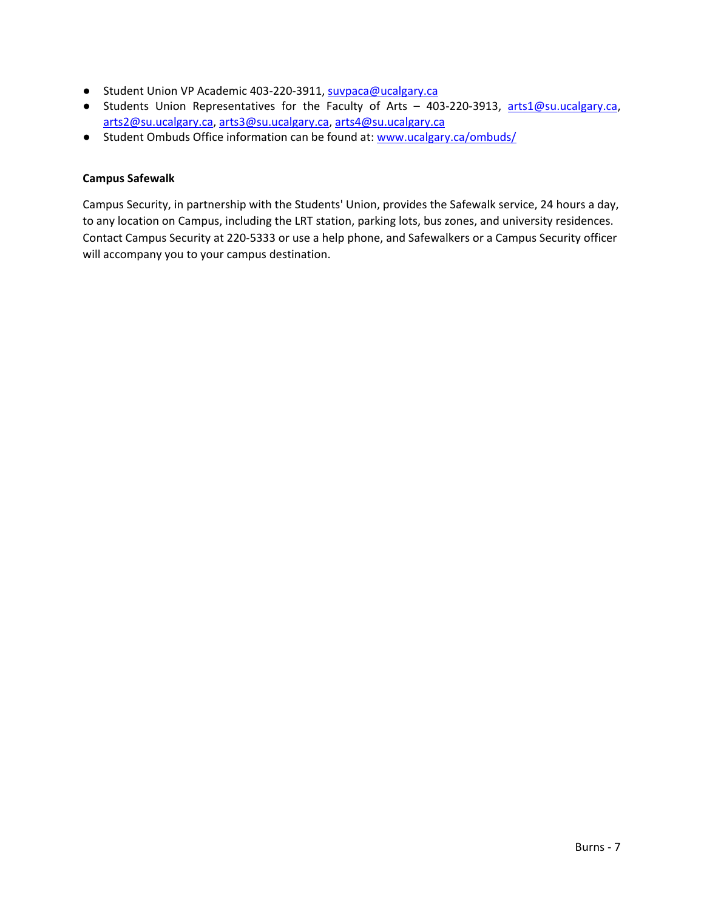- Student Union VP Academic 403-220-3911, suvpaca@ucalgary.ca
- Students Union Representatives for the Faculty of Arts – 403-220-3913, arts1@su.ucalgary.ca, arts2@su.ucalgary.ca, arts3@su.ucalgary.ca, arts4@su.ucalgary.ca
- Student Ombuds Office information can be found at: www.ucalgary.ca/ombuds/

**Campus Safewalk**

Campus Security, in partnership with the Students' Union, provides the Safewalk service, 24 hours a day, to any location on Campus, including the LRT station, parking lots, bus zones, and university residences. Contact Campus Security at 220-5333 or use a help phone, and Safewalkers or a Campus Security officer will accompany you to your campus destination.